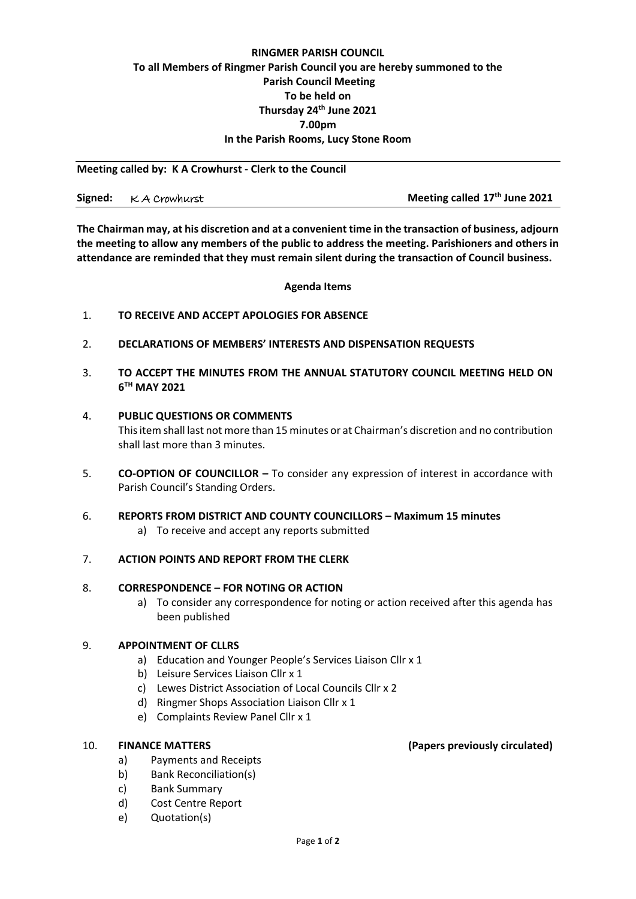**RINGMER PARISH COUNCIL**
**To all Members of Ringmer Parish Council you are hereby summoned to the**
**Parish Council Meeting**
**To be held on**
**Thursday 24th June 2021**
**7.00pm**
**In the Parish Rooms, Lucy Stone Room**

**Meeting called by: K A Crowhurst - Clerk to the Council**

**Signed:** K A Crowhurst **Meeting called 17th June 2021**

**The Chairman may, at his discretion and at a convenient time in the transaction of business, adjourn the meeting to allow any members of the public to address the meeting. Parishioners and others in attendance are reminded that they must remain silent during the transaction of Council business.**

**Agenda Items**

1. **TO RECEIVE AND ACCEPT APOLOGIES FOR ABSENCE**

2. **DECLARATIONS OF MEMBERS' INTERESTS AND DISPENSATION REQUESTS**

3. **TO ACCEPT THE MINUTES FROM THE ANNUAL STATUTORY COUNCIL MEETING HELD ON 6TH MAY 2021**

4. **PUBLIC QUESTIONS OR COMMENTS**
   This item shall last not more than 15 minutes or at Chairman's discretion and no contribution shall last more than 3 minutes.

5. **CO-OPTION OF COUNCILLOR –** To consider any expression of interest in accordance with Parish Council's Standing Orders.

6. **REPORTS FROM DISTRICT AND COUNTY COUNCILLORS – Maximum 15 minutes**
   a) To receive and accept any reports submitted

7. **ACTION POINTS AND REPORT FROM THE CLERK**

8. **CORRESPONDENCE – FOR NOTING OR ACTION**
   a) To consider any correspondence for noting or action received after this agenda has been published

9. **APPOINTMENT OF CLLRS**
   a) Education and Younger People's Services Liaison Cllr x 1
   b) Leisure Services Liaison Cllr x 1
   c) Lewes District Association of Local Councils Cllr x 2
   d) Ringmer Shops Association Liaison Cllr x 1
   e) Complaints Review Panel Cllr x 1

10. **FINANCE MATTERS** **(Papers previously circulated)**
    a) Payments and Receipts
    b) Bank Reconciliation(s)
    c) Bank Summary
    d) Cost Centre Report
    e) Quotation(s)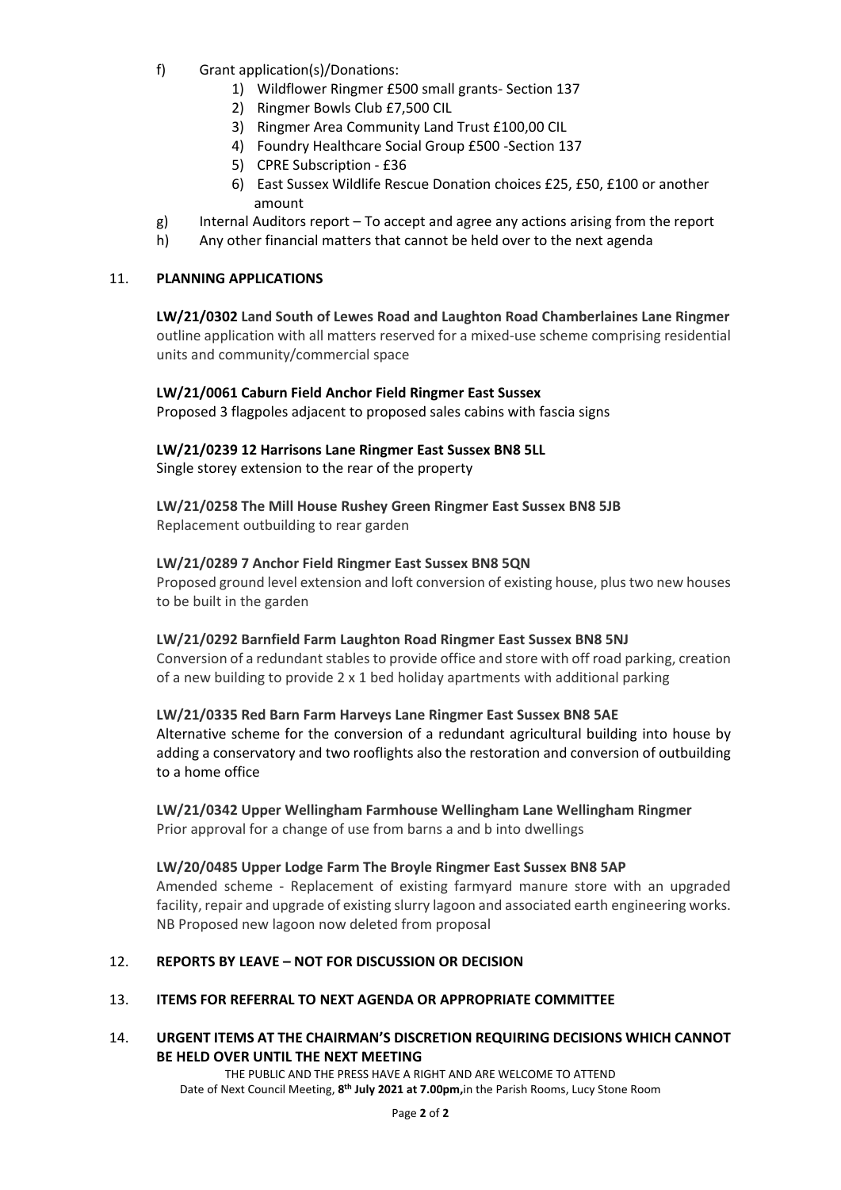f) Grant application(s)/Donations:
    1) Wildflower Ringmer £500 small grants- Section 137
    2) Ringmer Bowls Club £7,500 CIL
    3) Ringmer Area Community Land Trust £100,00 CIL
    4) Foundry Healthcare Social Group £500 -Section 137
    5) CPRE Subscription - £36
    6) East Sussex Wildlife Rescue Donation choices £25, £50, £100 or another amount

g) Internal Auditors report – To accept and agree any actions arising from the report

h) Any other financial matters that cannot be held over to the next agenda

11. **PLANNING APPLICATIONS**

**LW/21/0302 Land South of Lewes Road and Laughton Road Chamberlaines Lane Ringmer**
outline application with all matters reserved for a mixed-use scheme comprising residential units and community/commercial space

**LW/21/0061 Caburn Field Anchor Field Ringmer East Sussex**
Proposed 3 flagpoles adjacent to proposed sales cabins with fascia signs

**LW/21/0239 12 Harrisons Lane Ringmer East Sussex BN8 5LL**
Single storey extension to the rear of the property

**LW/21/0258 The Mill House Rushey Green Ringmer East Sussex BN8 5JB**
Replacement outbuilding to rear garden

**LW/21/0289 7 Anchor Field Ringmer East Sussex BN8 5QN**
Proposed ground level extension and loft conversion of existing house, plus two new houses to be built in the garden

**LW/21/0292 Barnfield Farm Laughton Road Ringmer East Sussex BN8 5NJ**
Conversion of a redundant stables to provide office and store with off road parking, creation of a new building to provide 2 x 1 bed holiday apartments with additional parking

**LW/21/0335 Red Barn Farm Harveys Lane Ringmer East Sussex BN8 5AE**
Alternative scheme for the conversion of a redundant agricultural building into house by adding a conservatory and two rooflights also the restoration and conversion of outbuilding to a home office

**LW/21/0342 Upper Wellingham Farmhouse Wellingham Lane Wellingham Ringmer**
Prior approval for a change of use from barns a and b into dwellings

**LW/20/0485 Upper Lodge Farm The Broyle Ringmer East Sussex BN8 5AP**
Amended scheme - Replacement of existing farmyard manure store with an upgraded facility, repair and upgrade of existing slurry lagoon and associated earth engineering works. NB Proposed new lagoon now deleted from proposal

12. **REPORTS BY LEAVE – NOT FOR DISCUSSION OR DECISION**

13. **ITEMS FOR REFERRAL TO NEXT AGENDA OR APPROPRIATE COMMITTEE**

14. **URGENT ITEMS AT THE CHAIRMAN'S DISCRETION REQUIRING DECISIONS WHICH CANNOT BE HELD OVER UNTIL THE NEXT MEETING**

THE PUBLIC AND THE PRESS HAVE A RIGHT AND ARE WELCOME TO ATTEND
Date of Next Council Meeting, **8th July 2021 at 7.00pm,** in the Parish Rooms, Lucy Stone Room